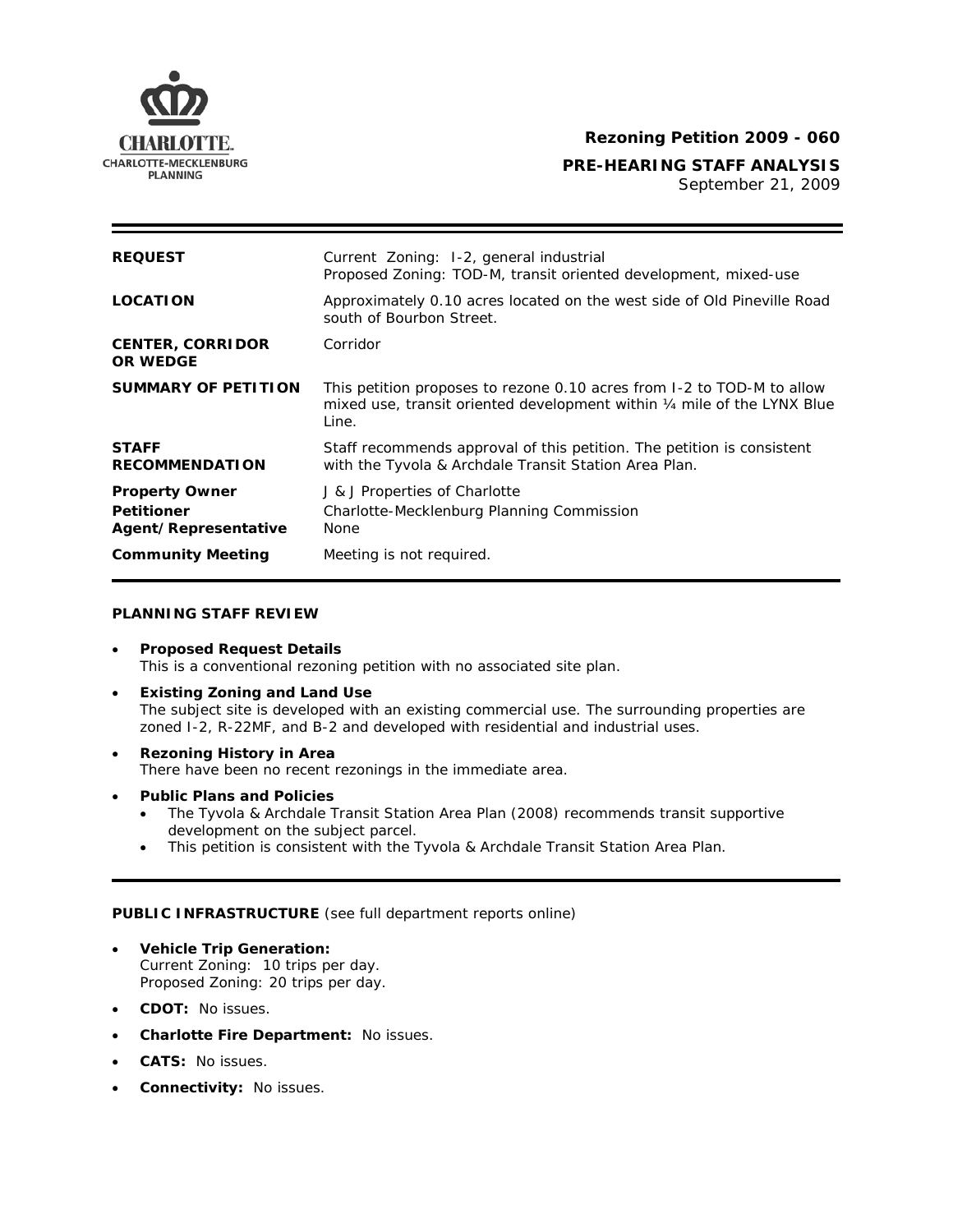**Rezoning Petition 2009 - 060**

**PRE-HEARING STAFF ANALYSIS**

September 21, 2009

| | |
|---|---|
| **REQUEST** | Current Zoning: I-2, general industrial<br>Proposed Zoning: TOD-M, transit oriented development, mixed-use |
| **LOCATION** | Approximately 0.10 acres located on the west side of Old Pineville Road south of Bourbon Street. |
| **CENTER, CORRIDOR OR WEDGE** | Corridor |
| **SUMMARY OF PETITION** | This petition proposes to rezone 0.10 acres from I-2 to TOD-M to allow mixed use, transit oriented development within ¼ mile of the LYNX Blue Line. |
| **STAFF RECOMMENDATION** | Staff recommends approval of this petition. The petition is consistent with the Tyvola & Archdale Transit Station Area Plan. |
| **Property Owner**<br>**Petitioner**<br>**Agent/Representative** | J & J Properties of Charlotte<br>Charlotte-Mecklenburg Planning Commission<br>None |
| **Community Meeting** | Meeting is not required. |

## PLANNING STAFF REVIEW

- **Proposed Request Details**
  This is a conventional rezoning petition with no associated site plan.
- **Existing Zoning and Land Use**
  The subject site is developed with an existing commercial use. The surrounding properties are zoned I-2, R-22MF, and B-2 and developed with residential and industrial uses.
- **Rezoning History in Area**
  There have been no recent rezonings in the immediate area.
- **Public Plans and Policies**
  - The Tyvola & Archdale Transit Station Area Plan (2008) recommends transit supportive development on the subject parcel.
  - This petition is consistent with the Tyvola & Archdale Transit Station Area Plan.

## PUBLIC INFRASTRUCTURE (see full department reports online)

- **Vehicle Trip Generation:**
  Current Zoning: 10 trips per day.
  Proposed Zoning: 20 trips per day.
- **CDOT:** No issues.
- **Charlotte Fire Department:** No issues.
- **CATS:** No issues.
- **Connectivity:** No issues.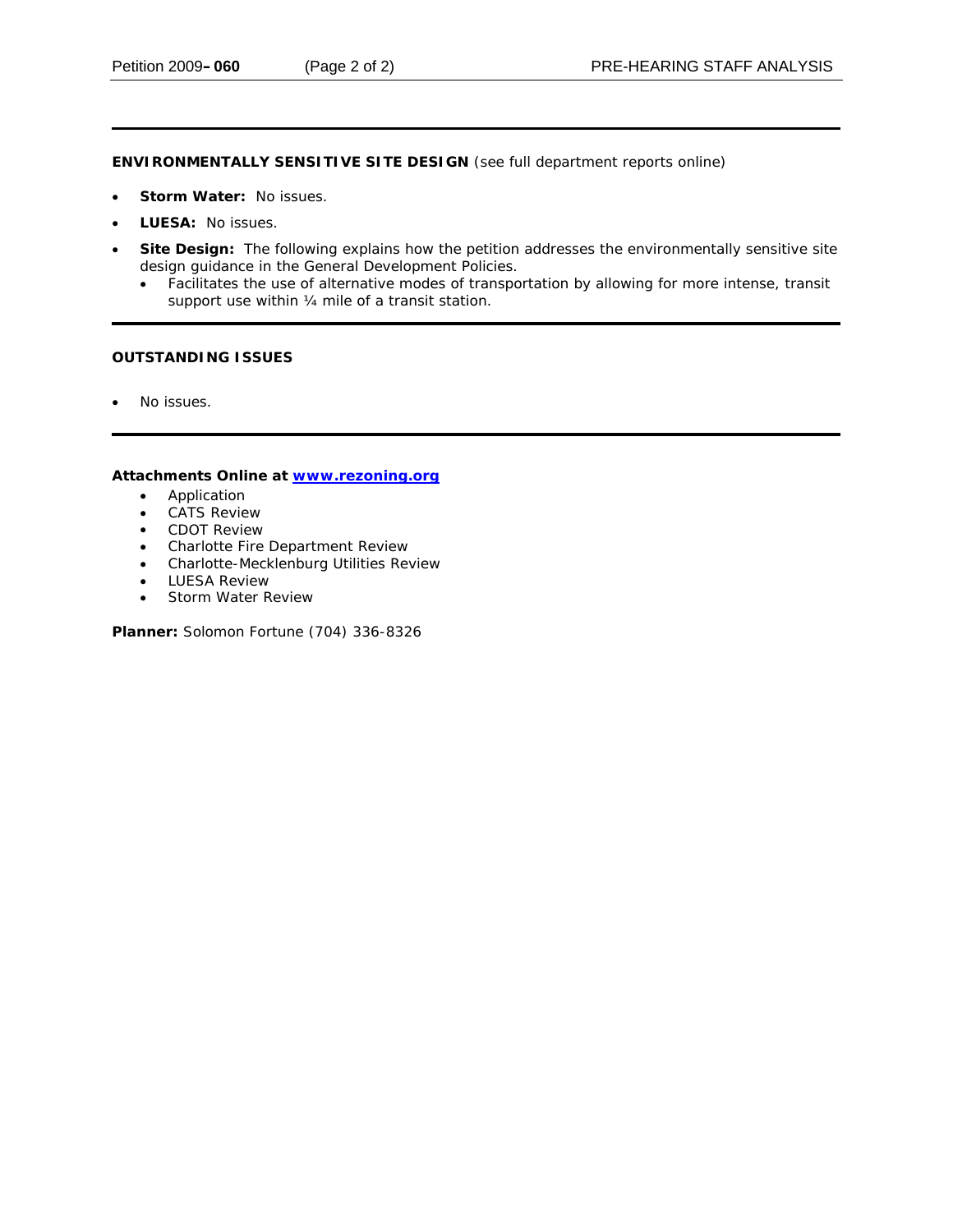**ENVIRONMENTALLY SENSITIVE SITE DESIGN** (see full department reports online)

- **Storm Water:** No issues.
- **LUESA:** No issues.
- **Site Design:** The following explains how the petition addresses the environmentally sensitive site design guidance in the General Development Policies.
  - Facilitates the use of alternative modes of transportation by allowing for more intense, transit support use within ¼ mile of a transit station.

**OUTSTANDING ISSUES**

- No issues.

**Attachments Online at www.rezoning.org**

- Application
- CATS Review
- CDOT Review
- Charlotte Fire Department Review
- Charlotte-Mecklenburg Utilities Review
- LUESA Review
- Storm Water Review

**Planner:** Solomon Fortune (704) 336-8326